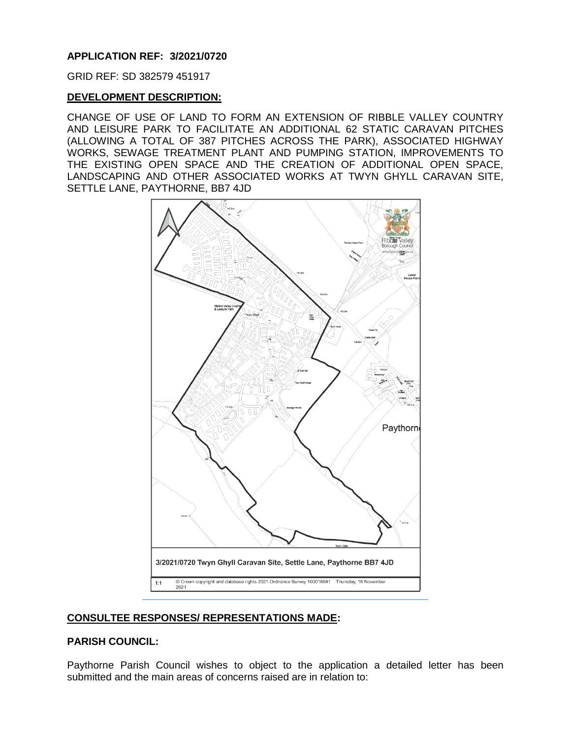**APPLICATION REF: 3/2021/0720**

GRID REF: SD 382579 451917

**DEVELOPMENT DESCRIPTION:**

CHANGE OF USE OF LAND TO FORM AN EXTENSION OF RIBBLE VALLEY COUNTRY AND LEISURE PARK TO FACILITATE AN ADDITIONAL 62 STATIC CARAVAN PITCHES (ALLOWING A TOTAL OF 387 PITCHES ACROSS THE PARK), ASSOCIATED HIGHWAY WORKS, SEWAGE TREATMENT PLANT AND PUMPING STATION, IMPROVEMENTS TO THE EXISTING OPEN SPACE AND THE CREATION OF ADDITIONAL OPEN SPACE, LANDSCAPING AND OTHER ASSOCIATED WORKS AT TWYN GHYLL CARAVAN SITE, SETTLE LANE, PAYTHORNE, BB7 4JD

3/2021/0720 Twyn Ghyll Caravan Site, Settle Lane, Paythorne BB7 4JD

1:1 © Crown copyright and database rights 2021 Ordnance Survey 100018641 Thursday, 18 November 2021

**CONSULTEE RESPONSES/ REPRESENTATIONS MADE:**

**PARISH COUNCIL:**

Paythorne Parish Council wishes to object to the application a detailed letter has been submitted and the main areas of concerns raised are in relation to: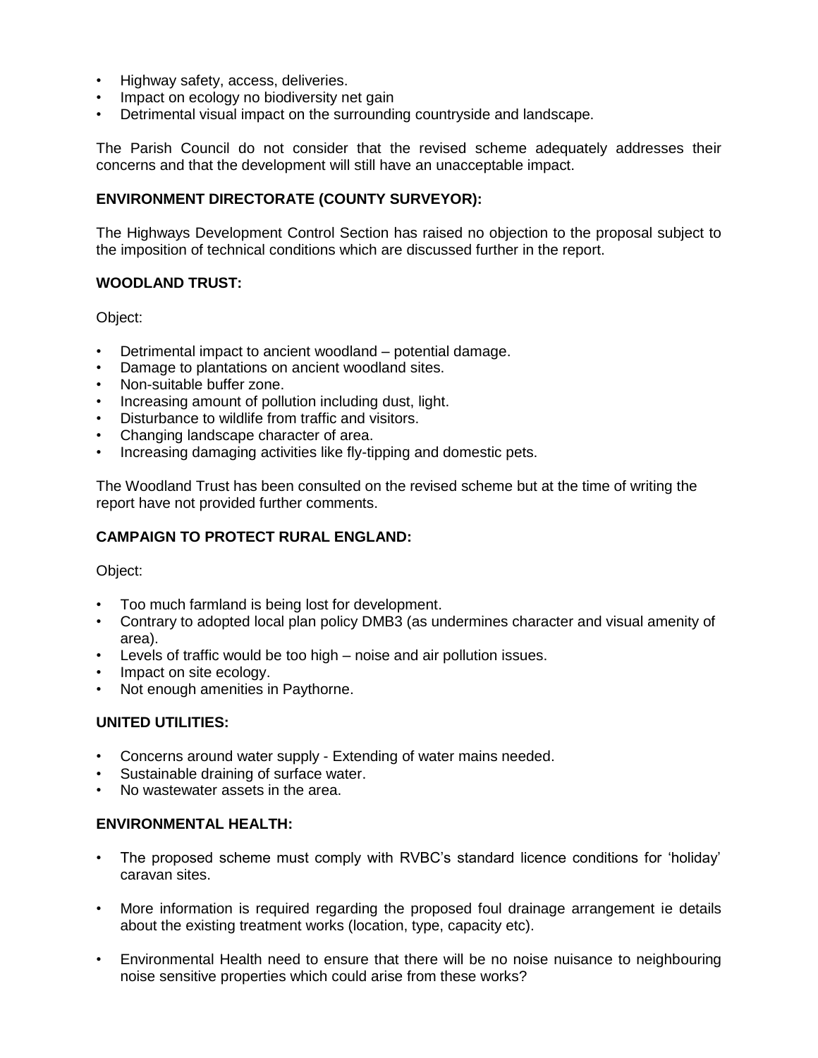- Highway safety, access, deliveries.
- Impact on ecology no biodiversity net gain
- Detrimental visual impact on the surrounding countryside and landscape.

The Parish Council do not consider that the revised scheme adequately addresses their concerns and that the development will still have an unacceptable impact.

**ENVIRONMENT DIRECTORATE (COUNTY SURVEYOR):**

The Highways Development Control Section has raised no objection to the proposal subject to the imposition of technical conditions which are discussed further in the report.

**WOODLAND TRUST:**

Object:

- Detrimental impact to ancient woodland – potential damage.
- Damage to plantations on ancient woodland sites.
- Non-suitable buffer zone.
- Increasing amount of pollution including dust, light.
- Disturbance to wildlife from traffic and visitors.
- Changing landscape character of area.
- Increasing damaging activities like fly-tipping and domestic pets.

The Woodland Trust has been consulted on the revised scheme but at the time of writing the report have not provided further comments.

**CAMPAIGN TO PROTECT RURAL ENGLAND:**

Object:

- Too much farmland is being lost for development.
- Contrary to adopted local plan policy DMB3 (as undermines character and visual amenity of area).
- Levels of traffic would be too high – noise and air pollution issues.
- Impact on site ecology.
- Not enough amenities in Paythorne.

**UNITED UTILITIES:**

- Concerns around water supply - Extending of water mains needed.
- Sustainable draining of surface water.
- No wastewater assets in the area.

**ENVIRONMENTAL HEALTH:**

- The proposed scheme must comply with RVBC's standard licence conditions for 'holiday' caravan sites.
- More information is required regarding the proposed foul drainage arrangement ie details about the existing treatment works (location, type, capacity etc).
- Environmental Health need to ensure that there will be no noise nuisance to neighbouring noise sensitive properties which could arise from these works?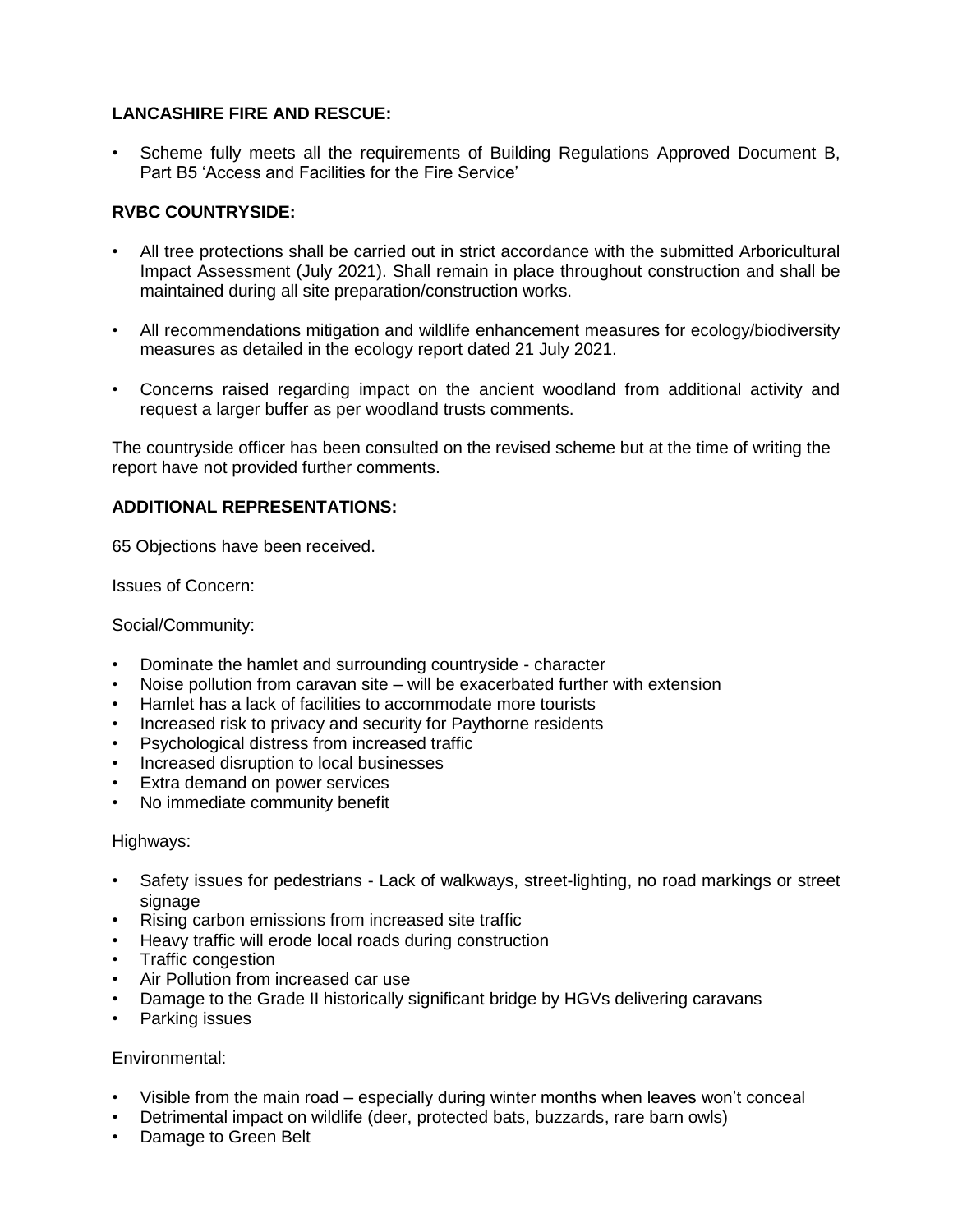**LANCASHIRE FIRE AND RESCUE:**

- Scheme fully meets all the requirements of Building Regulations Approved Document B, Part B5 'Access and Facilities for the Fire Service'

**RVBC COUNTRYSIDE:**

- All tree protections shall be carried out in strict accordance with the submitted Arboricultural Impact Assessment (July 2021). Shall remain in place throughout construction and shall be maintained during all site preparation/construction works.

- All recommendations mitigation and wildlife enhancement measures for ecology/biodiversity measures as detailed in the ecology report dated 21 July 2021.

- Concerns raised regarding impact on the ancient woodland from additional activity and request a larger buffer as per woodland trusts comments.

The countryside officer has been consulted on the revised scheme but at the time of writing the report have not provided further comments.

**ADDITIONAL REPRESENTATIONS:**

65 Objections have been received.

Issues of Concern:

Social/Community:

- Dominate the hamlet and surrounding countryside - character
- Noise pollution from caravan site – will be exacerbated further with extension
- Hamlet has a lack of facilities to accommodate more tourists
- Increased risk to privacy and security for Paythorne residents
- Psychological distress from increased traffic
- Increased disruption to local businesses
- Extra demand on power services
- No immediate community benefit

Highways:

- Safety issues for pedestrians - Lack of walkways, street-lighting, no road markings or street signage
- Rising carbon emissions from increased site traffic
- Heavy traffic will erode local roads during construction
- Traffic congestion
- Air Pollution from increased car use
- Damage to the Grade II historically significant bridge by HGVs delivering caravans
- Parking issues

Environmental:

- Visible from the main road – especially during winter months when leaves won't conceal
- Detrimental impact on wildlife (deer, protected bats, buzzards, rare barn owls)
- Damage to Green Belt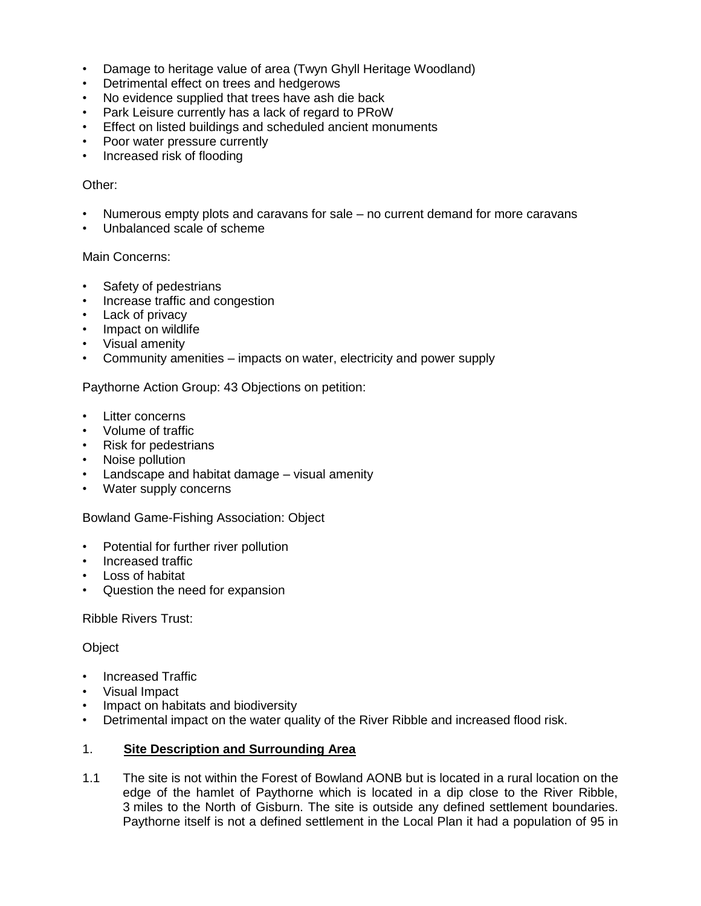- Damage to heritage value of area (Twyn Ghyll Heritage Woodland)
- Detrimental effect on trees and hedgerows
- No evidence supplied that trees have ash die back
- Park Leisure currently has a lack of regard to PRoW
- Effect on listed buildings and scheduled ancient monuments
- Poor water pressure currently
- Increased risk of flooding

Other:

- Numerous empty plots and caravans for sale – no current demand for more caravans
- Unbalanced scale of scheme

Main Concerns:

- Safety of pedestrians
- Increase traffic and congestion
- Lack of privacy
- Impact on wildlife
- Visual amenity
- Community amenities – impacts on water, electricity and power supply

Paythorne Action Group: 43 Objections on petition:

- Litter concerns
- Volume of traffic
- Risk for pedestrians
- Noise pollution
- Landscape and habitat damage – visual amenity
- Water supply concerns

Bowland Game-Fishing Association: Object

- Potential for further river pollution
- Increased traffic
- Loss of habitat
- Question the need for expansion

Ribble Rivers Trust:

Object

- Increased Traffic
- Visual Impact
- Impact on habitats and biodiversity
- Detrimental impact on the water quality of the River Ribble and increased flood risk.

## 1. Site Description and Surrounding Area

1.1 The site is not within the Forest of Bowland AONB but is located in a rural location on the edge of the hamlet of Paythorne which is located in a dip close to the River Ribble, 3 miles to the North of Gisburn. The site is outside any defined settlement boundaries. Paythorne itself is not a defined settlement in the Local Plan it had a population of 95 in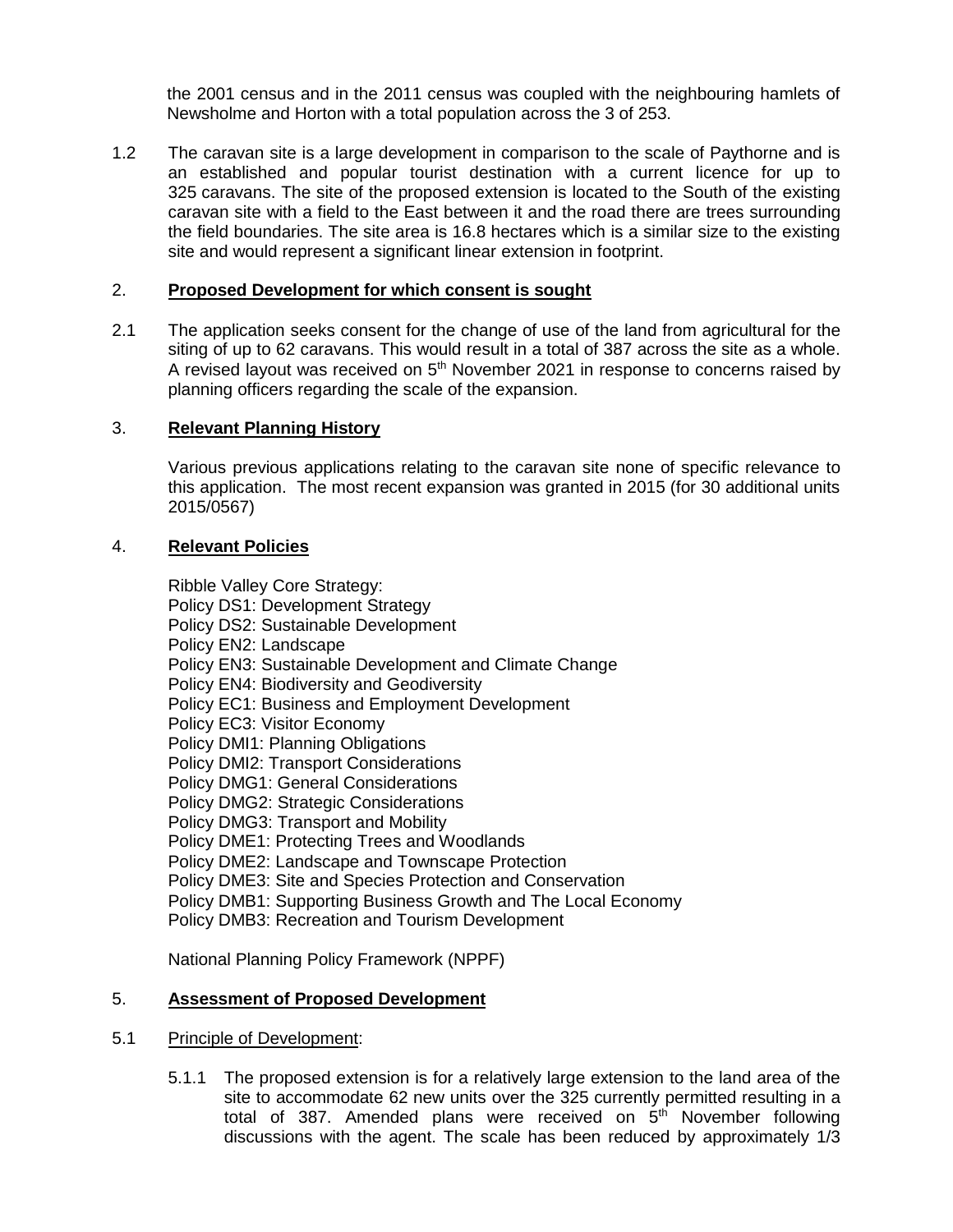the 2001 census and in the 2011 census was coupled with the neighbouring hamlets of Newsholme and Horton with a total population across the 3 of 253.

1.2 The caravan site is a large development in comparison to the scale of Paythorne and is an established and popular tourist destination with a current licence for up to 325 caravans. The site of the proposed extension is located to the South of the existing caravan site with a field to the East between it and the road there are trees surrounding the field boundaries. The site area is 16.8 hectares which is a similar size to the existing site and would represent a significant linear extension in footprint.

## 2. **Proposed Development for which consent is sought**

2.1 The application seeks consent for the change of use of the land from agricultural for the siting of up to 62 caravans. This would result in a total of 387 across the site as a whole. A revised layout was received on 5th November 2021 in response to concerns raised by planning officers regarding the scale of the expansion.

## 3. **Relevant Planning History**

Various previous applications relating to the caravan site none of specific relevance to this application. The most recent expansion was granted in 2015 (for 30 additional units 2015/0567)

## 4. **Relevant Policies**

Ribble Valley Core Strategy:
Policy DS1: Development Strategy
Policy DS2: Sustainable Development
Policy EN2: Landscape
Policy EN3: Sustainable Development and Climate Change
Policy EN4: Biodiversity and Geodiversity
Policy EC1: Business and Employment Development
Policy EC3: Visitor Economy
Policy DMI1: Planning Obligations
Policy DMI2: Transport Considerations
Policy DMG1: General Considerations
Policy DMG2: Strategic Considerations
Policy DMG3: Transport and Mobility
Policy DME1: Protecting Trees and Woodlands
Policy DME2: Landscape and Townscape Protection
Policy DME3: Site and Species Protection and Conservation
Policy DMB1: Supporting Business Growth and The Local Economy
Policy DMB3: Recreation and Tourism Development

National Planning Policy Framework (NPPF)

## 5. **Assessment of Proposed Development**

5.1 Principle of Development:

5.1.1 The proposed extension is for a relatively large extension to the land area of the site to accommodate 62 new units over the 325 currently permitted resulting in a total of 387. Amended plans were received on 5th November following discussions with the agent. The scale has been reduced by approximately 1/3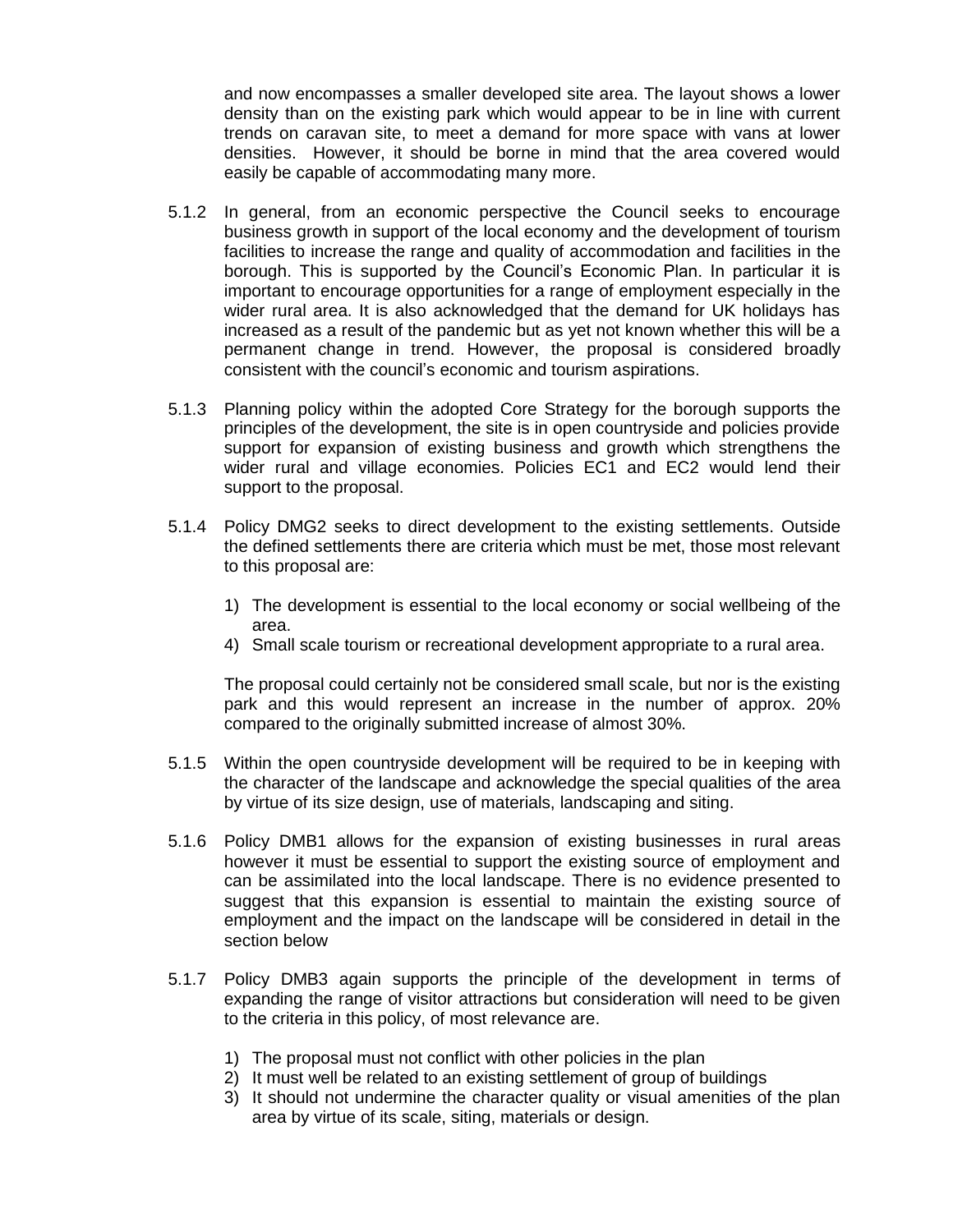and now encompasses a smaller developed site area. The layout shows a lower density than on the existing park which would appear to be in line with current trends on caravan site, to meet a demand for more space with vans at lower densities. However, it should be borne in mind that the area covered would easily be capable of accommodating many more.

5.1.2 In general, from an economic perspective the Council seeks to encourage business growth in support of the local economy and the development of tourism facilities to increase the range and quality of accommodation and facilities in the borough. This is supported by the Council's Economic Plan. In particular it is important to encourage opportunities for a range of employment especially in the wider rural area. It is also acknowledged that the demand for UK holidays has increased as a result of the pandemic but as yet not known whether this will be a permanent change in trend. However, the proposal is considered broadly consistent with the council's economic and tourism aspirations.

5.1.3 Planning policy within the adopted Core Strategy for the borough supports the principles of the development, the site is in open countryside and policies provide support for expansion of existing business and growth which strengthens the wider rural and village economies. Policies EC1 and EC2 would lend their support to the proposal.

5.1.4 Policy DMG2 seeks to direct development to the existing settlements. Outside the defined settlements there are criteria which must be met, those most relevant to this proposal are:

1) The development is essential to the local economy or social wellbeing of the area.
4) Small scale tourism or recreational development appropriate to a rural area.

The proposal could certainly not be considered small scale, but nor is the existing park and this would represent an increase in the number of approx. 20% compared to the originally submitted increase of almost 30%.

5.1.5 Within the open countryside development will be required to be in keeping with the character of the landscape and acknowledge the special qualities of the area by virtue of its size design, use of materials, landscaping and siting.

5.1.6 Policy DMB1 allows for the expansion of existing businesses in rural areas however it must be essential to support the existing source of employment and can be assimilated into the local landscape. There is no evidence presented to suggest that this expansion is essential to maintain the existing source of employment and the impact on the landscape will be considered in detail in the section below

5.1.7 Policy DMB3 again supports the principle of the development in terms of expanding the range of visitor attractions but consideration will need to be given to the criteria in this policy, of most relevance are.

1) The proposal must not conflict with other policies in the plan
2) It must well be related to an existing settlement of group of buildings
3) It should not undermine the character quality or visual amenities of the plan area by virtue of its scale, siting, materials or design.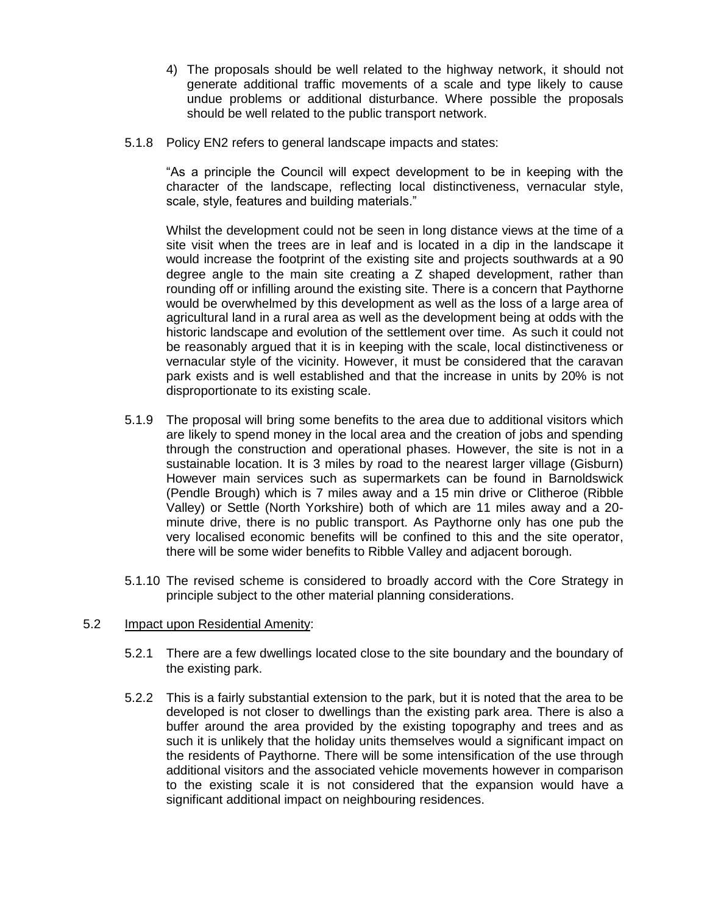4) The proposals should be well related to the highway network, it should not generate additional traffic movements of a scale and type likely to cause undue problems or additional disturbance. Where possible the proposals should be well related to the public transport network.

5.1.8 Policy EN2 refers to general landscape impacts and states:

"As a principle the Council will expect development to be in keeping with the character of the landscape, reflecting local distinctiveness, vernacular style, scale, style, features and building materials."

Whilst the development could not be seen in long distance views at the time of a site visit when the trees are in leaf and is located in a dip in the landscape it would increase the footprint of the existing site and projects southwards at a 90 degree angle to the main site creating a Z shaped development, rather than rounding off or infilling around the existing site. There is a concern that Paythorne would be overwhelmed by this development as well as the loss of a large area of agricultural land in a rural area as well as the development being at odds with the historic landscape and evolution of the settlement over time. As such it could not be reasonably argued that it is in keeping with the scale, local distinctiveness or vernacular style of the vicinity. However, it must be considered that the caravan park exists and is well established and that the increase in units by 20% is not disproportionate to its existing scale.

5.1.9 The proposal will bring some benefits to the area due to additional visitors which are likely to spend money in the local area and the creation of jobs and spending through the construction and operational phases. However, the site is not in a sustainable location. It is 3 miles by road to the nearest larger village (Gisburn) However main services such as supermarkets can be found in Barnoldswick (Pendle Brough) which is 7 miles away and a 15 min drive or Clitheroe (Ribble Valley) or Settle (North Yorkshire) both of which are 11 miles away and a 20-minute drive, there is no public transport. As Paythorne only has one pub the very localised economic benefits will be confined to this and the site operator, there will be some wider benefits to Ribble Valley and adjacent borough.

5.1.10 The revised scheme is considered to broadly accord with the Core Strategy in principle subject to the other material planning considerations.

## 5.2 Impact upon Residential Amenity:

5.2.1 There are a few dwellings located close to the site boundary and the boundary of the existing park.

5.2.2 This is a fairly substantial extension to the park, but it is noted that the area to be developed is not closer to dwellings than the existing park area. There is also a buffer around the area provided by the existing topography and trees and as such it is unlikely that the holiday units themselves would a significant impact on the residents of Paythorne. There will be some intensification of the use through additional visitors and the associated vehicle movements however in comparison to the existing scale it is not considered that the expansion would have a significant additional impact on neighbouring residences.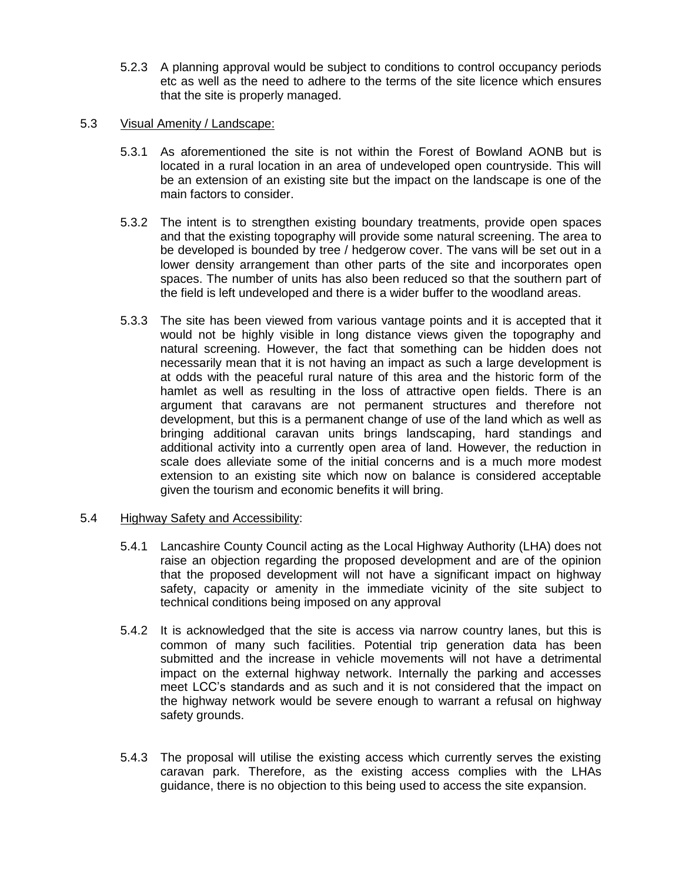5.2.3 A planning approval would be subject to conditions to control occupancy periods etc as well as the need to adhere to the terms of the site licence which ensures that the site is properly managed.

5.3 <u>Visual Amenity / Landscape:</u>

5.3.1 As aforementioned the site is not within the Forest of Bowland AONB but is located in a rural location in an area of undeveloped open countryside. This will be an extension of an existing site but the impact on the landscape is one of the main factors to consider.

5.3.2 The intent is to strengthen existing boundary treatments, provide open spaces and that the existing topography will provide some natural screening. The area to be developed is bounded by tree / hedgerow cover. The vans will be set out in a lower density arrangement than other parts of the site and incorporates open spaces. The number of units has also been reduced so that the southern part of the field is left undeveloped and there is a wider buffer to the woodland areas.

5.3.3 The site has been viewed from various vantage points and it is accepted that it would not be highly visible in long distance views given the topography and natural screening. However, the fact that something can be hidden does not necessarily mean that it is not having an impact as such a large development is at odds with the peaceful rural nature of this area and the historic form of the hamlet as well as resulting in the loss of attractive open fields. There is an argument that caravans are not permanent structures and therefore not development, but this is a permanent change of use of the land which as well as bringing additional caravan units brings landscaping, hard standings and additional activity into a currently open area of land. However, the reduction in scale does alleviate some of the initial concerns and is a much more modest extension to an existing site which now on balance is considered acceptable given the tourism and economic benefits it will bring.

5.4 <u>Highway Safety and Accessibility</u>:

5.4.1 Lancashire County Council acting as the Local Highway Authority (LHA) does not raise an objection regarding the proposed development and are of the opinion that the proposed development will not have a significant impact on highway safety, capacity or amenity in the immediate vicinity of the site subject to technical conditions being imposed on any approval

5.4.2 It is acknowledged that the site is access via narrow country lanes, but this is common of many such facilities. Potential trip generation data has been submitted and the increase in vehicle movements will not have a detrimental impact on the external highway network. Internally the parking and accesses meet LCC's standards and as such and it is not considered that the impact on the highway network would be severe enough to warrant a refusal on highway safety grounds.

5.4.3 The proposal will utilise the existing access which currently serves the existing caravan park. Therefore, as the existing access complies with the LHAs guidance, there is no objection to this being used to access the site expansion.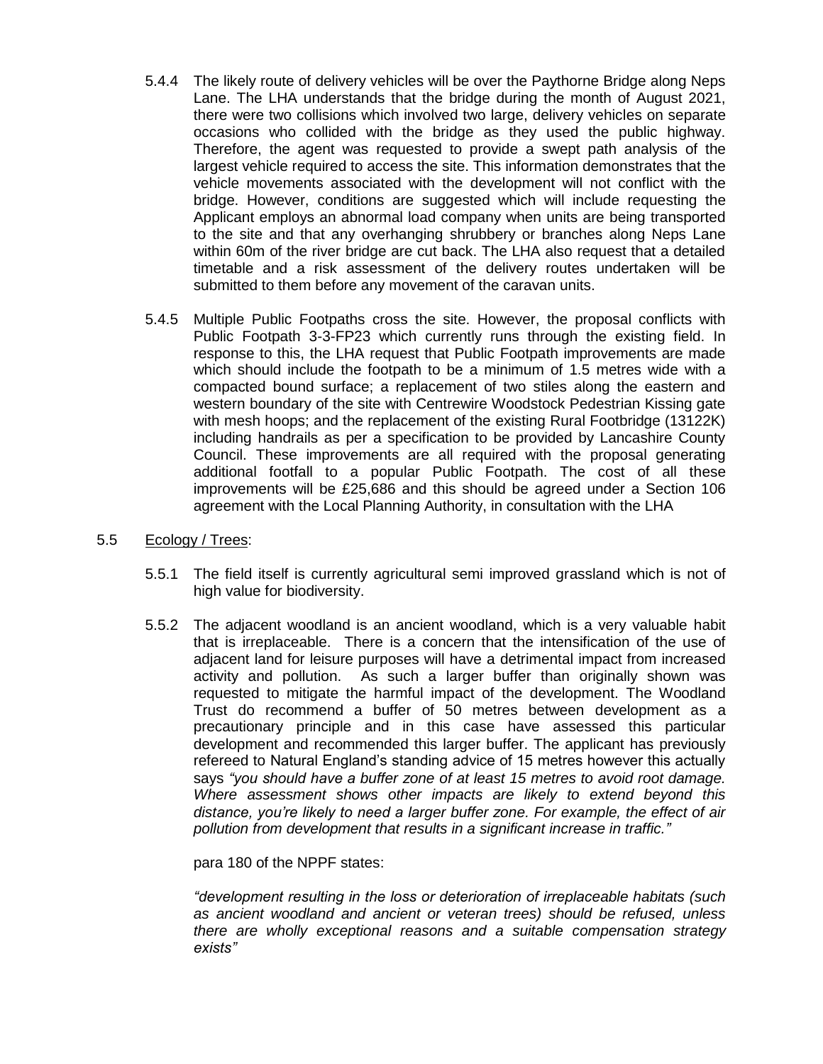5.4.4 The likely route of delivery vehicles will be over the Paythorne Bridge along Neps Lane. The LHA understands that the bridge during the month of August 2021, there were two collisions which involved two large, delivery vehicles on separate occasions who collided with the bridge as they used the public highway. Therefore, the agent was requested to provide a swept path analysis of the largest vehicle required to access the site. This information demonstrates that the vehicle movements associated with the development will not conflict with the bridge. However, conditions are suggested which will include requesting the Applicant employs an abnormal load company when units are being transported to the site and that any overhanging shrubbery or branches along Neps Lane within 60m of the river bridge are cut back. The LHA also request that a detailed timetable and a risk assessment of the delivery routes undertaken will be submitted to them before any movement of the caravan units.

5.4.5 Multiple Public Footpaths cross the site. However, the proposal conflicts with Public Footpath 3-3-FP23 which currently runs through the existing field. In response to this, the LHA request that Public Footpath improvements are made which should include the footpath to be a minimum of 1.5 metres wide with a compacted bound surface; a replacement of two stiles along the eastern and western boundary of the site with Centrewire Woodstock Pedestrian Kissing gate with mesh hoops; and the replacement of the existing Rural Footbridge (13122K) including handrails as per a specification to be provided by Lancashire County Council. These improvements are all required with the proposal generating additional footfall to a popular Public Footpath. The cost of all these improvements will be £25,686 and this should be agreed under a Section 106 agreement with the Local Planning Authority, in consultation with the LHA

5.5 Ecology / Trees:

5.5.1 The field itself is currently agricultural semi improved grassland which is not of high value for biodiversity.

5.5.2 The adjacent woodland is an ancient woodland, which is a very valuable habit that is irreplaceable. There is a concern that the intensification of the use of adjacent land for leisure purposes will have a detrimental impact from increased activity and pollution. As such a larger buffer than originally shown was requested to mitigate the harmful impact of the development. The Woodland Trust do recommend a buffer of 50 metres between development as a precautionary principle and in this case have assessed this particular development and recommended this larger buffer. The applicant has previously refereed to Natural England's standing advice of 15 metres however this actually says *"you should have a buffer zone of at least 15 metres to avoid root damage. Where assessment shows other impacts are likely to extend beyond this distance, you're likely to need a larger buffer zone. For example, the effect of air pollution from development that results in a significant increase in traffic."*

para 180 of the NPPF states:

*"development resulting in the loss or deterioration of irreplaceable habitats (such as ancient woodland and ancient or veteran trees) should be refused, unless there are wholly exceptional reasons and a suitable compensation strategy exists"*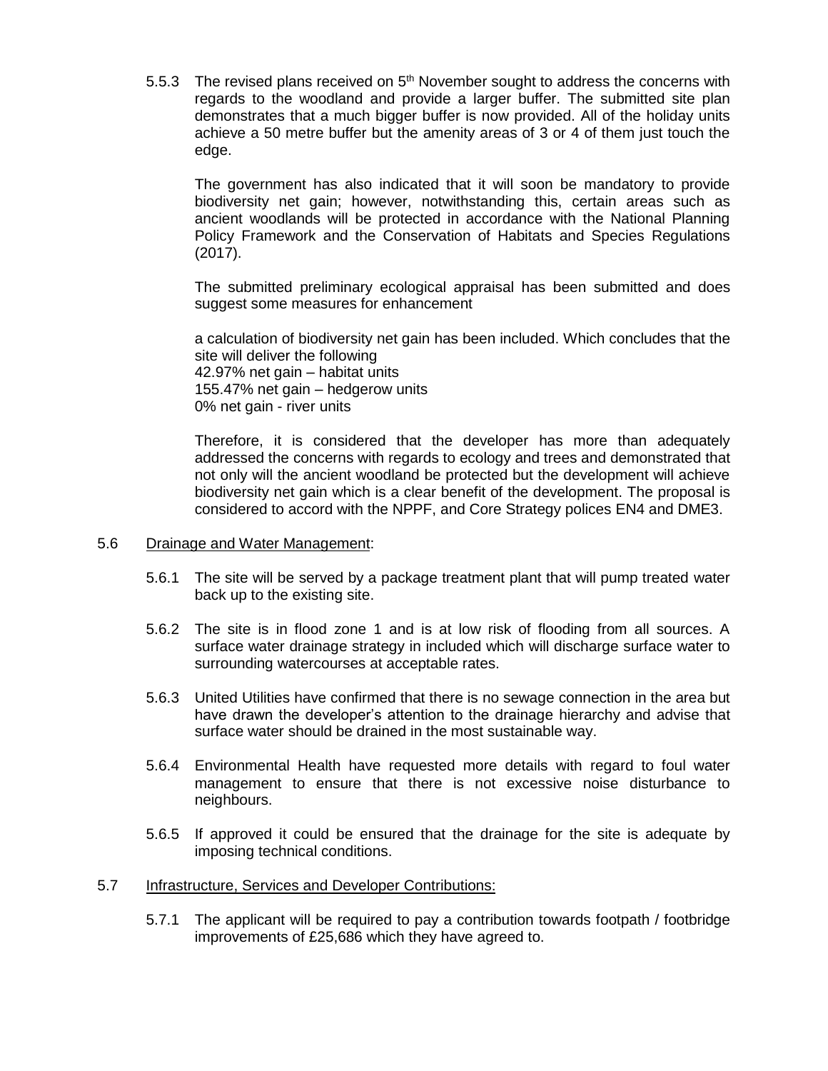5.5.3 The revised plans received on 5th November sought to address the concerns with regards to the woodland and provide a larger buffer. The submitted site plan demonstrates that a much bigger buffer is now provided. All of the holiday units achieve a 50 metre buffer but the amenity areas of 3 or 4 of them just touch the edge.

The government has also indicated that it will soon be mandatory to provide biodiversity net gain; however, notwithstanding this, certain areas such as ancient woodlands will be protected in accordance with the National Planning Policy Framework and the Conservation of Habitats and Species Regulations (2017).

The submitted preliminary ecological appraisal has been submitted and does suggest some measures for enhancement

a calculation of biodiversity net gain has been included. Which concludes that the site will deliver the following
42.97% net gain – habitat units
155.47% net gain – hedgerow units
0% net gain - river units

Therefore, it is considered that the developer has more than adequately addressed the concerns with regards to ecology and trees and demonstrated that not only will the ancient woodland be protected but the development will achieve biodiversity net gain which is a clear benefit of the development. The proposal is considered to accord with the NPPF, and Core Strategy polices EN4 and DME3.

5.6 Drainage and Water Management:

5.6.1 The site will be served by a package treatment plant that will pump treated water back up to the existing site.

5.6.2 The site is in flood zone 1 and is at low risk of flooding from all sources. A surface water drainage strategy in included which will discharge surface water to surrounding watercourses at acceptable rates.

5.6.3 United Utilities have confirmed that there is no sewage connection in the area but have drawn the developer's attention to the drainage hierarchy and advise that surface water should be drained in the most sustainable way.

5.6.4 Environmental Health have requested more details with regard to foul water management to ensure that there is not excessive noise disturbance to neighbours.

5.6.5 If approved it could be ensured that the drainage for the site is adequate by imposing technical conditions.

5.7 Infrastructure, Services and Developer Contributions:

5.7.1 The applicant will be required to pay a contribution towards footpath / footbridge improvements of £25,686 which they have agreed to.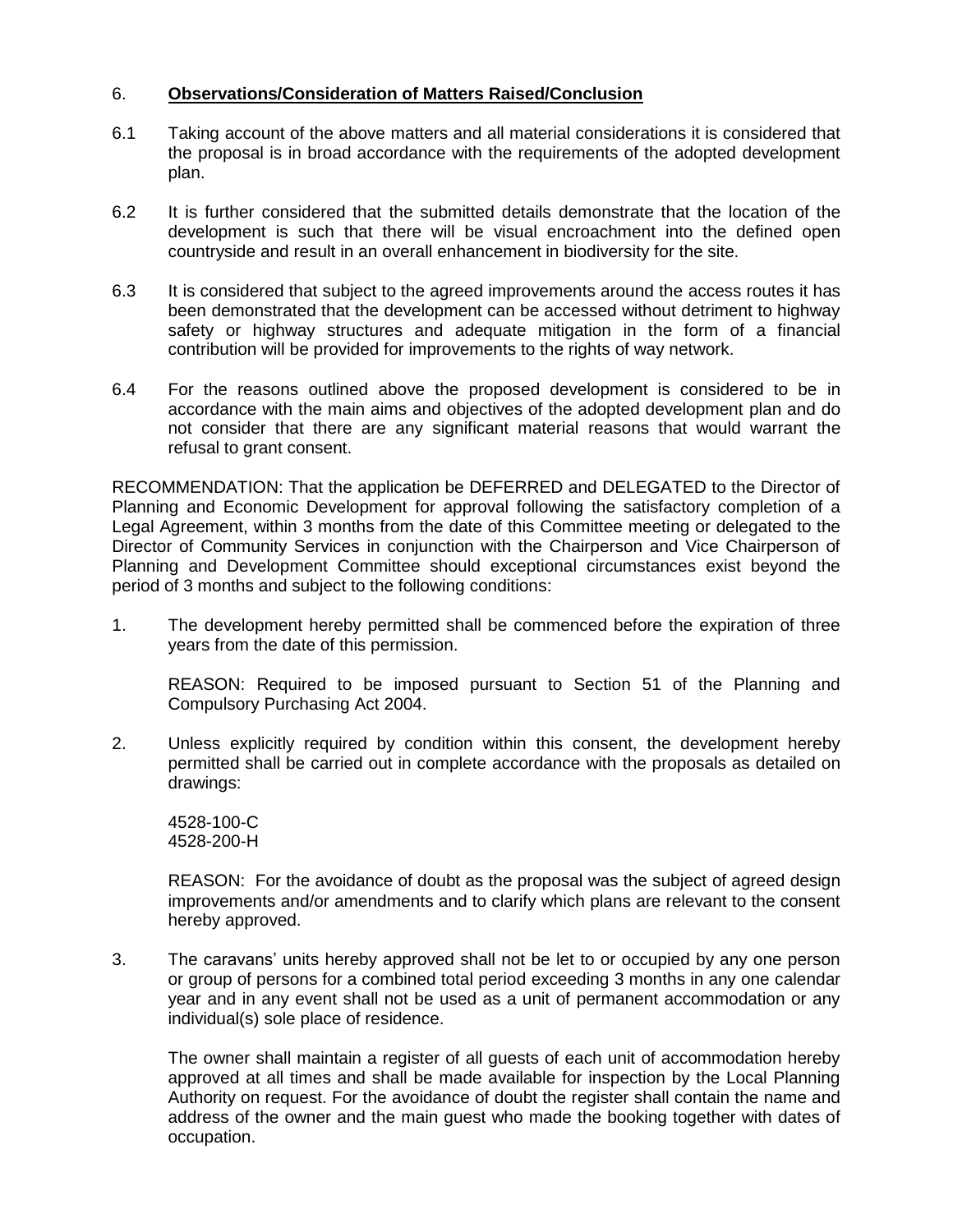## 6. **Observations/Consideration of Matters Raised/Conclusion**

6.1 Taking account of the above matters and all material considerations it is considered that the proposal is in broad accordance with the requirements of the adopted development plan.

6.2 It is further considered that the submitted details demonstrate that the location of the development is such that there will be visual encroachment into the defined open countryside and result in an overall enhancement in biodiversity for the site.

6.3 It is considered that subject to the agreed improvements around the access routes it has been demonstrated that the development can be accessed without detriment to highway safety or highway structures and adequate mitigation in the form of a financial contribution will be provided for improvements to the rights of way network.

6.4 For the reasons outlined above the proposed development is considered to be in accordance with the main aims and objectives of the adopted development plan and do not consider that there are any significant material reasons that would warrant the refusal to grant consent.

RECOMMENDATION: That the application be DEFERRED and DELEGATED to the Director of Planning and Economic Development for approval following the satisfactory completion of a Legal Agreement, within 3 months from the date of this Committee meeting or delegated to the Director of Community Services in conjunction with the Chairperson and Vice Chairperson of Planning and Development Committee should exceptional circumstances exist beyond the period of 3 months and subject to the following conditions:

1. The development hereby permitted shall be commenced before the expiration of three years from the date of this permission.

   REASON: Required to be imposed pursuant to Section 51 of the Planning and Compulsory Purchasing Act 2004.

2. Unless explicitly required by condition within this consent, the development hereby permitted shall be carried out in complete accordance with the proposals as detailed on drawings:

   4528-100-C
   4528-200-H

   REASON: For the avoidance of doubt as the proposal was the subject of agreed design improvements and/or amendments and to clarify which plans are relevant to the consent hereby approved.

3. The caravans' units hereby approved shall not be let to or occupied by any one person or group of persons for a combined total period exceeding 3 months in any one calendar year and in any event shall not be used as a unit of permanent accommodation or any individual(s) sole place of residence.

   The owner shall maintain a register of all guests of each unit of accommodation hereby approved at all times and shall be made available for inspection by the Local Planning Authority on request. For the avoidance of doubt the register shall contain the name and address of the owner and the main guest who made the booking together with dates of occupation.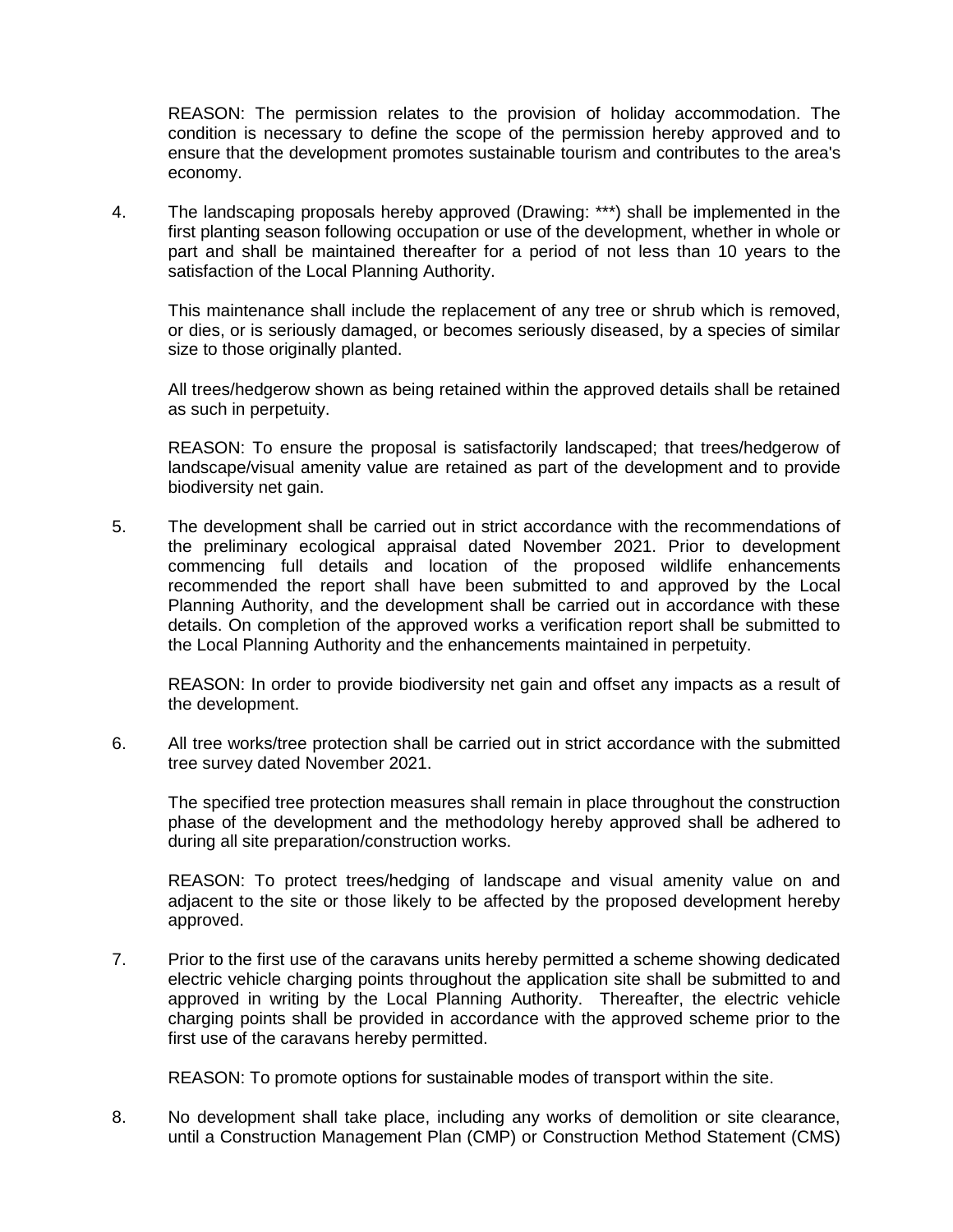REASON: The permission relates to the provision of holiday accommodation. The condition is necessary to define the scope of the permission hereby approved and to ensure that the development promotes sustainable tourism and contributes to the area's economy.

4. The landscaping proposals hereby approved (Drawing: ***) shall be implemented in the first planting season following occupation or use of the development, whether in whole or part and shall be maintained thereafter for a period of not less than 10 years to the satisfaction of the Local Planning Authority.

   This maintenance shall include the replacement of any tree or shrub which is removed, or dies, or is seriously damaged, or becomes seriously diseased, by a species of similar size to those originally planted.

   All trees/hedgerow shown as being retained within the approved details shall be retained as such in perpetuity.

   REASON: To ensure the proposal is satisfactorily landscaped; that trees/hedgerow of landscape/visual amenity value are retained as part of the development and to provide biodiversity net gain.

5. The development shall be carried out in strict accordance with the recommendations of the preliminary ecological appraisal dated November 2021. Prior to development commencing full details and location of the proposed wildlife enhancements recommended the report shall have been submitted to and approved by the Local Planning Authority, and the development shall be carried out in accordance with these details. On completion of the approved works a verification report shall be submitted to the Local Planning Authority and the enhancements maintained in perpetuity.

   REASON: In order to provide biodiversity net gain and offset any impacts as a result of the development.

6. All tree works/tree protection shall be carried out in strict accordance with the submitted tree survey dated November 2021.

   The specified tree protection measures shall remain in place throughout the construction phase of the development and the methodology hereby approved shall be adhered to during all site preparation/construction works.

   REASON: To protect trees/hedging of landscape and visual amenity value on and adjacent to the site or those likely to be affected by the proposed development hereby approved.

7. Prior to the first use of the caravans units hereby permitted a scheme showing dedicated electric vehicle charging points throughout the application site shall be submitted to and approved in writing by the Local Planning Authority. Thereafter, the electric vehicle charging points shall be provided in accordance with the approved scheme prior to the first use of the caravans hereby permitted.

   REASON: To promote options for sustainable modes of transport within the site.

8. No development shall take place, including any works of demolition or site clearance, until a Construction Management Plan (CMP) or Construction Method Statement (CMS)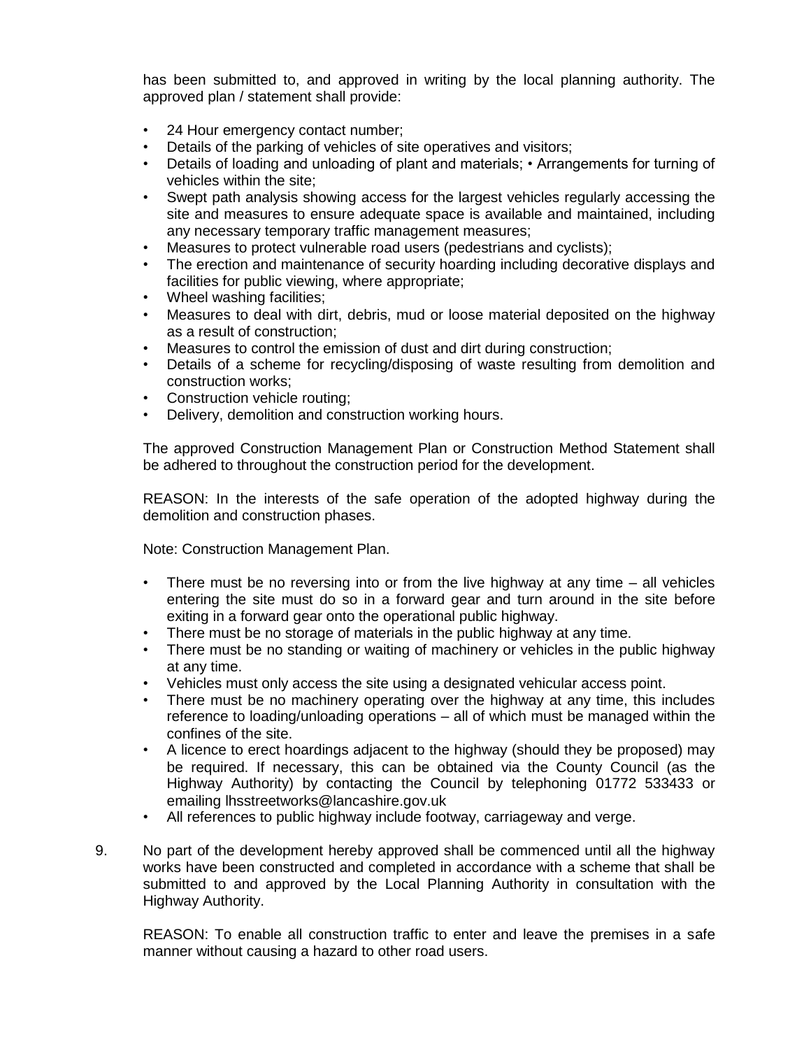has been submitted to, and approved in writing by the local planning authority. The approved plan / statement shall provide:

- 24 Hour emergency contact number;
- Details of the parking of vehicles of site operatives and visitors;
- Details of loading and unloading of plant and materials; • Arrangements for turning of vehicles within the site;
- Swept path analysis showing access for the largest vehicles regularly accessing the site and measures to ensure adequate space is available and maintained, including any necessary temporary traffic management measures;
- Measures to protect vulnerable road users (pedestrians and cyclists);
- The erection and maintenance of security hoarding including decorative displays and facilities for public viewing, where appropriate;
- Wheel washing facilities;
- Measures to deal with dirt, debris, mud or loose material deposited on the highway as a result of construction;
- Measures to control the emission of dust and dirt during construction;
- Details of a scheme for recycling/disposing of waste resulting from demolition and construction works;
- Construction vehicle routing;
- Delivery, demolition and construction working hours.

The approved Construction Management Plan or Construction Method Statement shall be adhered to throughout the construction period for the development.

REASON: In the interests of the safe operation of the adopted highway during the demolition and construction phases.

Note: Construction Management Plan.

- There must be no reversing into or from the live highway at any time – all vehicles entering the site must do so in a forward gear and turn around in the site before exiting in a forward gear onto the operational public highway.
- There must be no storage of materials in the public highway at any time.
- There must be no standing or waiting of machinery or vehicles in the public highway at any time.
- Vehicles must only access the site using a designated vehicular access point.
- There must be no machinery operating over the highway at any time, this includes reference to loading/unloading operations – all of which must be managed within the confines of the site.
- A licence to erect hoardings adjacent to the highway (should they be proposed) may be required. If necessary, this can be obtained via the County Council (as the Highway Authority) by contacting the Council by telephoning 01772 533433 or emailing lhsstreetworks@lancashire.gov.uk
- All references to public highway include footway, carriageway and verge.

9. No part of the development hereby approved shall be commenced until all the highway works have been constructed and completed in accordance with a scheme that shall be submitted to and approved by the Local Planning Authority in consultation with the Highway Authority.

   REASON: To enable all construction traffic to enter and leave the premises in a safe manner without causing a hazard to other road users.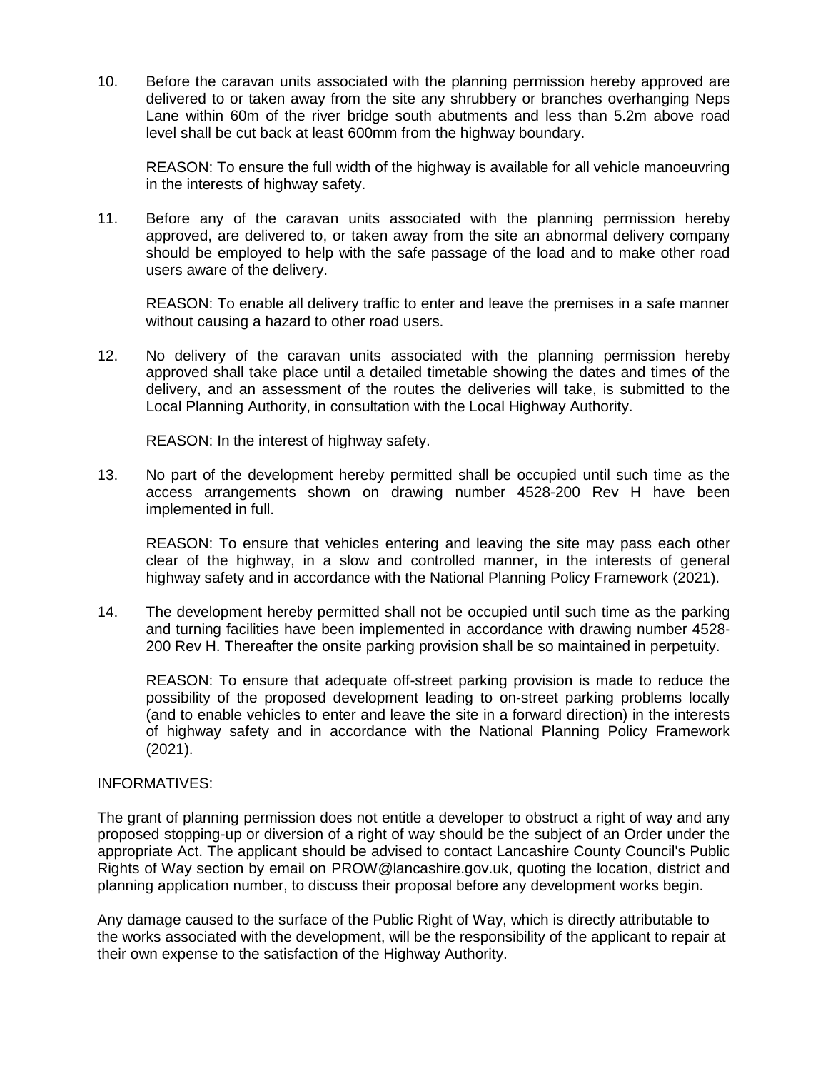10. Before the caravan units associated with the planning permission hereby approved are delivered to or taken away from the site any shrubbery or branches overhanging Neps Lane within 60m of the river bridge south abutments and less than 5.2m above road level shall be cut back at least 600mm from the highway boundary.

    REASON: To ensure the full width of the highway is available for all vehicle manoeuvring in the interests of highway safety.

11. Before any of the caravan units associated with the planning permission hereby approved, are delivered to, or taken away from the site an abnormal delivery company should be employed to help with the safe passage of the load and to make other road users aware of the delivery.

    REASON: To enable all delivery traffic to enter and leave the premises in a safe manner without causing a hazard to other road users.

12. No delivery of the caravan units associated with the planning permission hereby approved shall take place until a detailed timetable showing the dates and times of the delivery, and an assessment of the routes the deliveries will take, is submitted to the Local Planning Authority, in consultation with the Local Highway Authority.

    REASON: In the interest of highway safety.

13. No part of the development hereby permitted shall be occupied until such time as the access arrangements shown on drawing number 4528-200 Rev H have been implemented in full.

    REASON: To ensure that vehicles entering and leaving the site may pass each other clear of the highway, in a slow and controlled manner, in the interests of general highway safety and in accordance with the National Planning Policy Framework (2021).

14. The development hereby permitted shall not be occupied until such time as the parking and turning facilities have been implemented in accordance with drawing number 4528-200 Rev H. Thereafter the onsite parking provision shall be so maintained in perpetuity.

    REASON: To ensure that adequate off-street parking provision is made to reduce the possibility of the proposed development leading to on-street parking problems locally (and to enable vehicles to enter and leave the site in a forward direction) in the interests of highway safety and in accordance with the National Planning Policy Framework (2021).

INFORMATIVES:

The grant of planning permission does not entitle a developer to obstruct a right of way and any proposed stopping-up or diversion of a right of way should be the subject of an Order under the appropriate Act. The applicant should be advised to contact Lancashire County Council's Public Rights of Way section by email on PROW@lancashire.gov.uk, quoting the location, district and planning application number, to discuss their proposal before any development works begin.

Any damage caused to the surface of the Public Right of Way, which is directly attributable to the works associated with the development, will be the responsibility of the applicant to repair at their own expense to the satisfaction of the Highway Authority.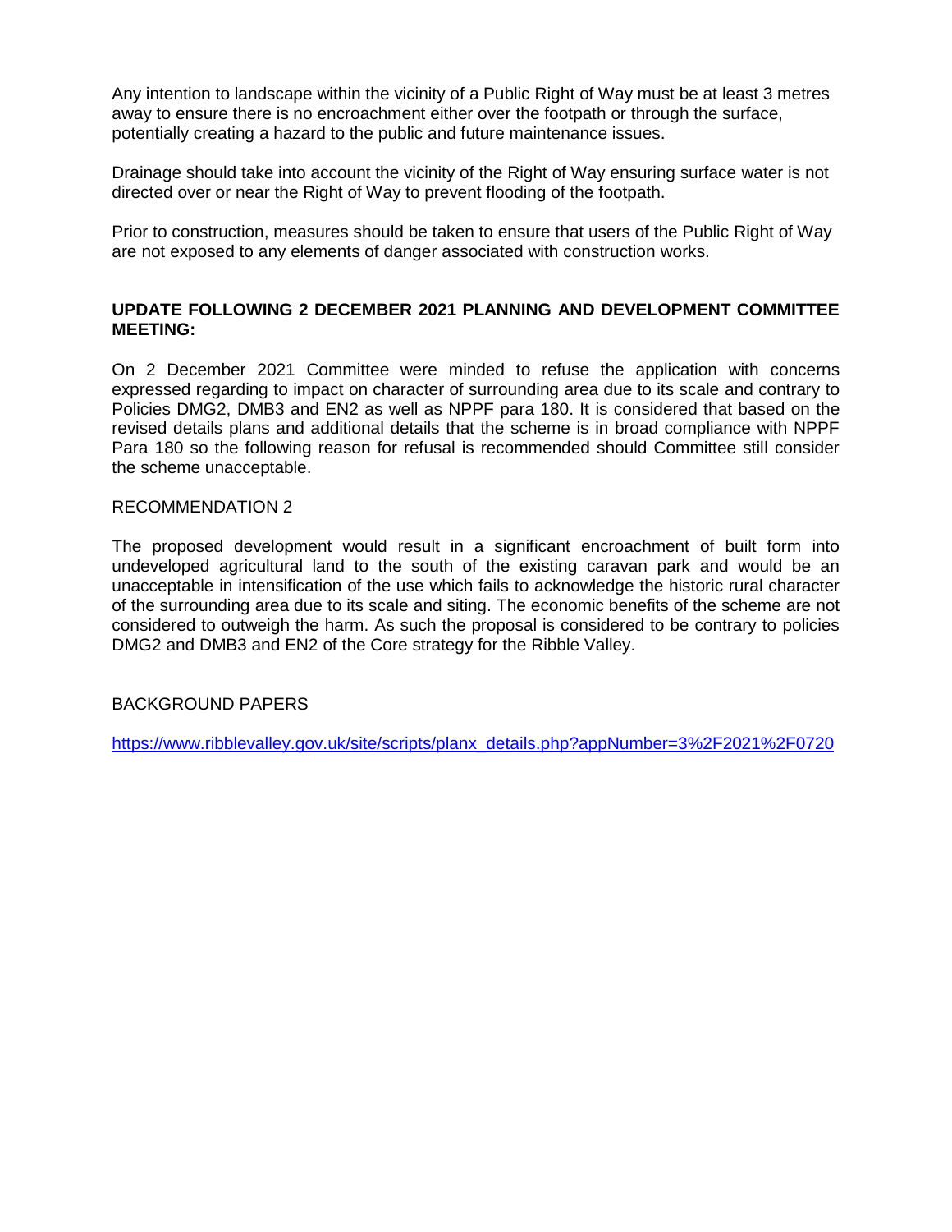Any intention to landscape within the vicinity of a Public Right of Way must be at least 3 metres away to ensure there is no encroachment either over the footpath or through the surface, potentially creating a hazard to the public and future maintenance issues.

Drainage should take into account the vicinity of the Right of Way ensuring surface water is not directed over or near the Right of Way to prevent flooding of the footpath.

Prior to construction, measures should be taken to ensure that users of the Public Right of Way are not exposed to any elements of danger associated with construction works.

**UPDATE FOLLOWING 2 DECEMBER 2021 PLANNING AND DEVELOPMENT COMMITTEE MEETING:**

On 2 December 2021 Committee were minded to refuse the application with concerns expressed regarding to impact on character of surrounding area due to its scale and contrary to Policies DMG2, DMB3 and EN2 as well as NPPF para 180. It is considered that based on the revised details plans and additional details that the scheme is in broad compliance with NPPF Para 180 so the following reason for refusal is recommended should Committee still consider the scheme unacceptable.

RECOMMENDATION 2

The proposed development would result in a significant encroachment of built form into undeveloped agricultural land to the south of the existing caravan park and would be an unacceptable in intensification of the use which fails to acknowledge the historic rural character of the surrounding area due to its scale and siting. The economic benefits of the scheme are not considered to outweigh the harm. As such the proposal is considered to be contrary to policies DMG2 and DMB3 and EN2 of the Core strategy for the Ribble Valley.

BACKGROUND PAPERS

https://www.ribblevalley.gov.uk/site/scripts/planx_details.php?appNumber=3%2F2021%2F0720